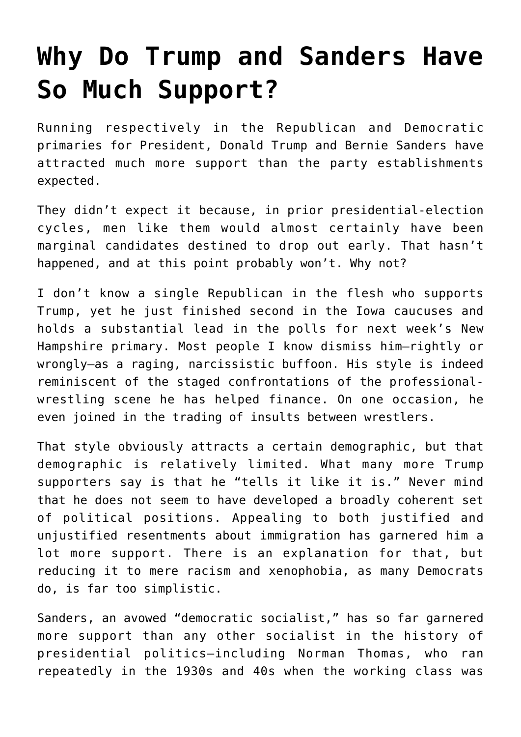# Why Do Trump and Sanders Have So Much Support?

Running respectively in the Republican and Democratic primaries for President, Donald Trump and Bernie Sanders have attracted much more support than the party establishments expected.

They didn't expect it because, in prior presidential-election cycles, men like them would almost certainly have been marginal candidates destined to drop out early. That hasn't happened, and at this point probably won't. Why not?

I don't know a single Republican in the flesh who supports Trump, yet he just finished second in the Iowa caucuses and holds a substantial lead in the polls for next week's New Hampshire primary. Most people I know dismiss him—rightly or wrongly—as a raging, narcissistic buffoon. His style is indeed reminiscent of the staged confrontations of the professional-wrestling scene he has helped finance. On one occasion, he even joined in the trading of insults between wrestlers.

That style obviously attracts a certain demographic, but that demographic is relatively limited. What many more Trump supporters say is that he "tells it like it is." Never mind that he does not seem to have developed a broadly coherent set of political positions. Appealing to both justified and unjustified resentments about immigration has garnered him a lot more support. There is an explanation for that, but reducing it to mere racism and xenophobia, as many Democrats do, is far too simplistic.

Sanders, an avowed "democratic socialist," has so far garnered more support than any other socialist in the history of presidential politics—including Norman Thomas, who ran repeatedly in the 1930s and 40s when the working class was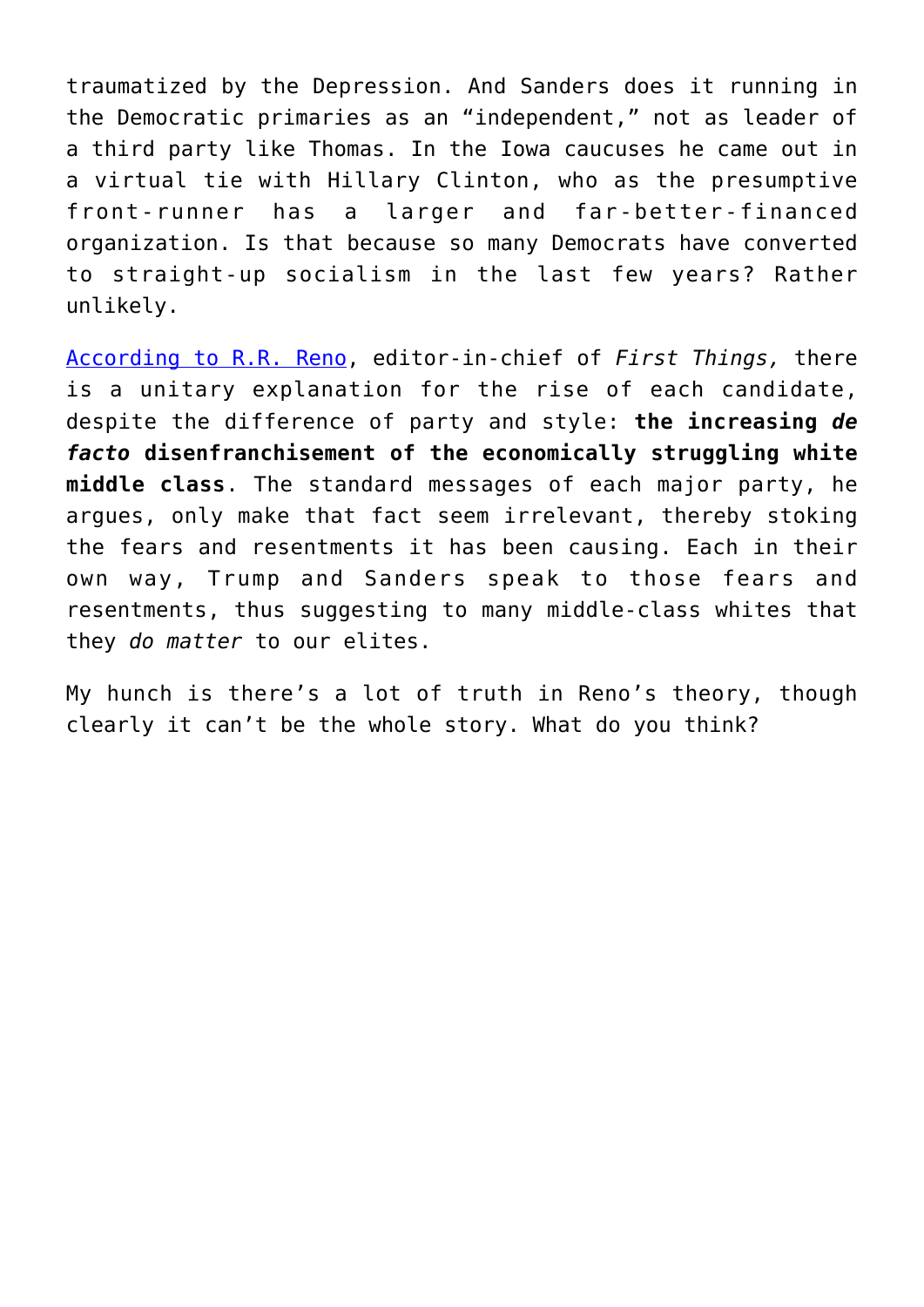traumatized by the Depression. And Sanders does it running in the Democratic primaries as an "independent," not as leader of a third party like Thomas. In the Iowa caucuses he came out in a virtual tie with Hillary Clinton, who as the presumptive front-runner has a larger and far-better-financed organization. Is that because so many Democrats have converted to straight-up socialism in the last few years? Rather unlikely.

[According to R.R. Reno](), editor-in-chief of *First Things,* there is a unitary explanation for the rise of each candidate, despite the difference of party and style: **the increasing *de facto* disenfranchisement of the economically struggling white middle class**. The standard messages of each major party, he argues, only make that fact seem irrelevant, thereby stoking the fears and resentments it has been causing. Each in their own way, Trump and Sanders speak to those fears and resentments, thus suggesting to many middle-class whites that they *do matter* to our elites.

My hunch is there's a lot of truth in Reno's theory, though clearly it can't be the whole story. What do you think?